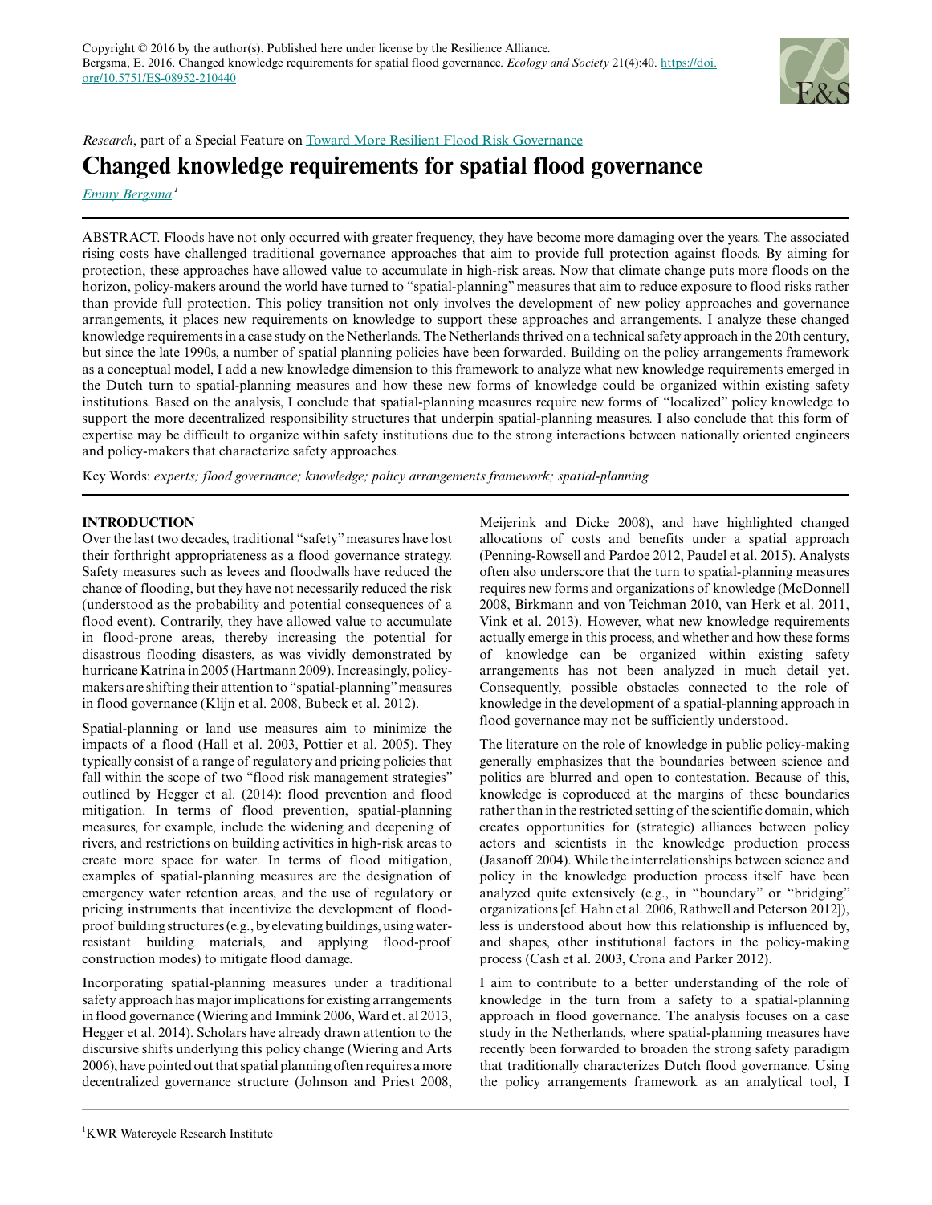Copyright © 2016 by the author(s). Published here under license by the Resilience Alliance.
Bergsma, E. 2016. Changed knowledge requirements for spatial flood governance. *Ecology and Society* 21(4):40. https://doi.org/10.5751/ES-08952-210440

*Research*, part of a Special Feature on Toward More Resilient Flood Risk Governance

# Changed knowledge requirements for spatial flood governance

*Emmy Bergsma*[1]

ABSTRACT. Floods have not only occurred with greater frequency, they have become more damaging over the years. The associated rising costs have challenged traditional governance approaches that aim to provide full protection against floods. By aiming for protection, these approaches have allowed value to accumulate in high-risk areas. Now that climate change puts more floods on the horizon, policy-makers around the world have turned to "spatial-planning" measures that aim to reduce exposure to flood risks rather than provide full protection. This policy transition not only involves the development of new policy approaches and governance arrangements, it places new requirements on knowledge to support these approaches and arrangements. I analyze these changed knowledge requirements in a case study on the Netherlands. The Netherlands thrived on a technical safety approach in the 20th century, but since the late 1990s, a number of spatial planning policies have been forwarded. Building on the policy arrangements framework as a conceptual model, I add a new knowledge dimension to this framework to analyze what new knowledge requirements emerged in the Dutch turn to spatial-planning measures and how these new forms of knowledge could be organized within existing safety institutions. Based on the analysis, I conclude that spatial-planning measures require new forms of "localized" policy knowledge to support the more decentralized responsibility structures that underpin spatial-planning measures. I also conclude that this form of expertise may be difficult to organize within safety institutions due to the strong interactions between nationally oriented engineers and policy-makers that characterize safety approaches.

Key Words: *experts; flood governance; knowledge; policy arrangements framework; spatial-planning*

## INTRODUCTION

Over the last two decades, traditional "safety" measures have lost their forthright appropriateness as a flood governance strategy. Safety measures such as levees and floodwalls have reduced the chance of flooding, but they have not necessarily reduced the risk (understood as the probability and potential consequences of a flood event). Contrarily, they have allowed value to accumulate in flood-prone areas, thereby increasing the potential for disastrous flooding disasters, as was vividly demonstrated by hurricane Katrina in 2005 (Hartmann 2009). Increasingly, policy-makers are shifting their attention to "spatial-planning" measures in flood governance (Klijn et al. 2008, Bubeck et al. 2012).

Spatial-planning or land use measures aim to minimize the impacts of a flood (Hall et al. 2003, Pottier et al. 2005). They typically consist of a range of regulatory and pricing policies that fall within the scope of two "flood risk management strategies" outlined by Hegger et al. (2014): flood prevention and flood mitigation. In terms of flood prevention, spatial-planning measures, for example, include the widening and deepening of rivers, and restrictions on building activities in high-risk areas to create more space for water. In terms of flood mitigation, examples of spatial-planning measures are the designation of emergency water retention areas, and the use of regulatory or pricing instruments that incentivize the development of flood-proof building structures (e.g., by elevating buildings, using water-resistant building materials, and applying flood-proof construction modes) to mitigate flood damage.

Incorporating spatial-planning measures under a traditional safety approach has major implications for existing arrangements in flood governance (Wiering and Immink 2006, Ward et. al 2013, Hegger et al. 2014). Scholars have already drawn attention to the discursive shifts underlying this policy change (Wiering and Arts 2006), have pointed out that spatial planning often requires a more decentralized governance structure (Johnson and Priest 2008, Meijerink and Dicke 2008), and have highlighted changed allocations of costs and benefits under a spatial approach (Penning-Rowsell and Pardoe 2012, Paudel et al. 2015). Analysts often also underscore that the turn to spatial-planning measures requires new forms and organizations of knowledge (McDonnell 2008, Birkmann and von Teichman 2010, van Herk et al. 2011, Vink et al. 2013). However, what new knowledge requirements actually emerge in this process, and whether and how these forms of knowledge can be organized within existing safety arrangements has not been analyzed in much detail yet. Consequently, possible obstacles connected to the role of knowledge in the development of a spatial-planning approach in flood governance may not be sufficiently understood.

The literature on the role of knowledge in public policy-making generally emphasizes that the boundaries between science and politics are blurred and open to contestation. Because of this, knowledge is coproduced at the margins of these boundaries rather than in the restricted setting of the scientific domain, which creates opportunities for (strategic) alliances between policy actors and scientists in the knowledge production process (Jasanoff 2004). While the interrelationships between science and policy in the knowledge production process itself have been analyzed quite extensively (e.g., in "boundary" or "bridging" organizations [cf. Hahn et al. 2006, Rathwell and Peterson 2012]), less is understood about how this relationship is influenced by, and shapes, other institutional factors in the policy-making process (Cash et al. 2003, Crona and Parker 2012).

I aim to contribute to a better understanding of the role of knowledge in the turn from a safety to a spatial-planning approach in flood governance. The analysis focuses on a case study in the Netherlands, where spatial-planning measures have recently been forwarded to broaden the strong safety paradigm that traditionally characterizes Dutch flood governance. Using the policy arrangements framework as an analytical tool, I

[1]KWR Watercycle Research Institute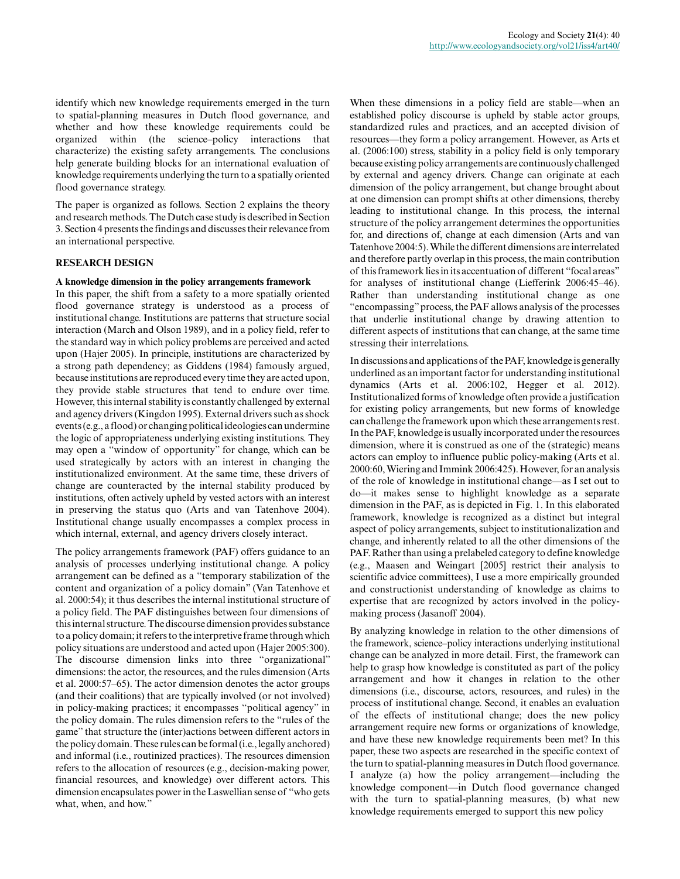identify which new knowledge requirements emerged in the turn to spatial-planning measures in Dutch flood governance, and whether and how these knowledge requirements could be organized within (the science–policy interactions that characterize) the existing safety arrangements. The conclusions help generate building blocks for an international evaluation of knowledge requirements underlying the turn to a spatially oriented flood governance strategy.

The paper is organized as follows. Section 2 explains the theory and research methods. The Dutch case study is described in Section 3. Section 4 presents the findings and discusses their relevance from an international perspective.

## RESEARCH DESIGN

### A knowledge dimension in the policy arrangements framework

In this paper, the shift from a safety to a more spatially oriented flood governance strategy is understood as a process of institutional change. Institutions are patterns that structure social interaction (March and Olson 1989), and in a policy field, refer to the standard way in which policy problems are perceived and acted upon (Hajer 2005). In principle, institutions are characterized by a strong path dependency; as Giddens (1984) famously argued, because institutions are reproduced every time they are acted upon, they provide stable structures that tend to endure over time. However, this internal stability is constantly challenged by external and agency drivers (Kingdon 1995). External drivers such as shock events (e.g., a flood) or changing political ideologies can undermine the logic of appropriateness underlying existing institutions. They may open a "window of opportunity" for change, which can be used strategically by actors with an interest in changing the institutionalized environment. At the same time, these drivers of change are counteracted by the internal stability produced by institutions, often actively upheld by vested actors with an interest in preserving the status quo (Arts and van Tatenhove 2004). Institutional change usually encompasses a complex process in which internal, external, and agency drivers closely interact.

The policy arrangements framework (PAF) offers guidance to an analysis of processes underlying institutional change. A policy arrangement can be defined as a "temporary stabilization of the content and organization of a policy domain" (Van Tatenhove et al. 2000:54); it thus describes the internal institutional structure of a policy field. The PAF distinguishes between four dimensions of this internal structure. The discourse dimension provides substance to a policy domain; it refers to the interpretive frame through which policy situations are understood and acted upon (Hajer 2005:300). The discourse dimension links into three "organizational" dimensions: the actor, the resources, and the rules dimension (Arts et al. 2000:57–65). The actor dimension denotes the actor groups (and their coalitions) that are typically involved (or not involved) in policy-making practices; it encompasses "political agency" in the policy domain. The rules dimension refers to the "rules of the game" that structure the (inter)actions between different actors in the policy domain. These rules can be formal (i.e., legally anchored) and informal (i.e., routinized practices). The resources dimension refers to the allocation of resources (e.g., decision-making power, financial resources, and knowledge) over different actors. This dimension encapsulates power in the Laswellian sense of "who gets what, when, and how."

When these dimensions in a policy field are stable—when an established policy discourse is upheld by stable actor groups, standardized rules and practices, and an accepted division of resources—they form a policy arrangement. However, as Arts et al. (2006:100) stress, stability in a policy field is only temporary because existing policy arrangements are continuously challenged by external and agency drivers. Change can originate at each dimension of the policy arrangement, but change brought about at one dimension can prompt shifts at other dimensions, thereby leading to institutional change. In this process, the internal structure of the policy arrangement determines the opportunities for, and directions of, change at each dimension (Arts and van Tatenhove 2004:5). While the different dimensions are interrelated and therefore partly overlap in this process, the main contribution of this framework lies in its accentuation of different "focal areas" for analyses of institutional change (Liefferink 2006:45–46). Rather than understanding institutional change as one "encompassing" process, the PAF allows analysis of the processes that underlie institutional change by drawing attention to different aspects of institutions that can change, at the same time stressing their interrelations.

In discussions and applications of the PAF, knowledge is generally underlined as an important factor for understanding institutional dynamics (Arts et al. 2006:102, Hegger et al. 2012). Institutionalized forms of knowledge often provide a justification for existing policy arrangements, but new forms of knowledge can challenge the framework upon which these arrangements rest. In the PAF, knowledge is usually incorporated under the resources dimension, where it is construed as one of the (strategic) means actors can employ to influence public policy-making (Arts et al. 2000:60, Wiering and Immink 2006:425). However, for an analysis of the role of knowledge in institutional change—as I set out to do—it makes sense to highlight knowledge as a separate dimension in the PAF, as is depicted in Fig. 1. In this elaborated framework, knowledge is recognized as a distinct but integral aspect of policy arrangements, subject to institutionalization and change, and inherently related to all the other dimensions of the PAF. Rather than using a prelabeled category to define knowledge (e.g., Maasen and Weingart [2005] restrict their analysis to scientific advice committees), I use a more empirically grounded and constructionist understanding of knowledge as claims to expertise that are recognized by actors involved in the policy-making process (Jasanoff 2004).

By analyzing knowledge in relation to the other dimensions of the framework, science–policy interactions underlying institutional change can be analyzed in more detail. First, the framework can help to grasp how knowledge is constituted as part of the policy arrangement and how it changes in relation to the other dimensions (i.e., discourse, actors, resources, and rules) in the process of institutional change. Second, it enables an evaluation of the effects of institutional change; does the new policy arrangement require new forms or organizations of knowledge, and have these new knowledge requirements been met? In this paper, these two aspects are researched in the specific context of the turn to spatial-planning measures in Dutch flood governance. I analyze (a) how the policy arrangement—including the knowledge component—in Dutch flood governance changed with the turn to spatial-planning measures, (b) what new knowledge requirements emerged to support this new policy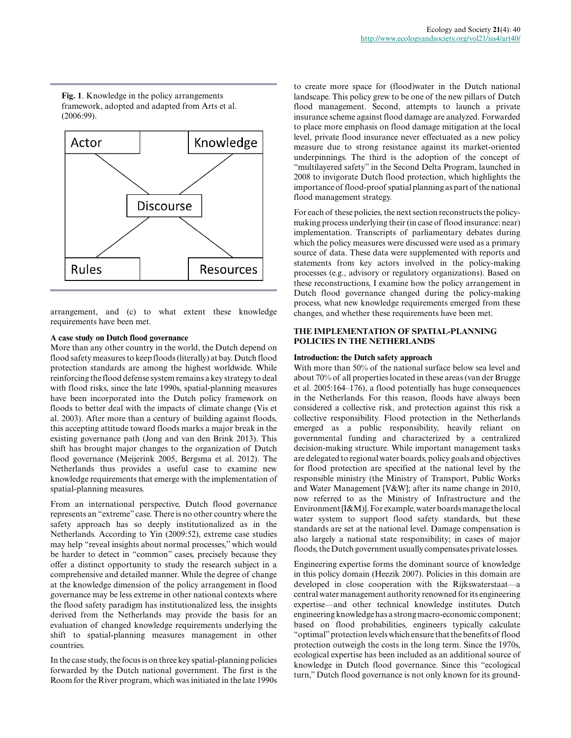**Fig. 1**. Knowledge in the policy arrangements framework, adopted and adapted from Arts et al. (2006:99).

Actor — Knowledge — Discourse — Rules — Resources

arrangement, and (c) to what extent these knowledge requirements have been met.

### A case study on Dutch flood governance

More than any other country in the world, the Dutch depend on flood safety measures to keep floods (literally) at bay. Dutch flood protection standards are among the highest worldwide. While reinforcing the flood defense system remains a key strategy to deal with flood risks, since the late 1990s, spatial-planning measures have been incorporated into the Dutch policy framework on floods to better deal with the impacts of climate change (Vis et al. 2003). After more than a century of building against floods, this accepting attitude toward floods marks a major break in the existing governance path (Jong and van den Brink 2013). This shift has brought major changes to the organization of Dutch flood governance (Meijerink 2005, Bergsma et al. 2012). The Netherlands thus provides a useful case to examine new knowledge requirements that emerge with the implementation of spatial-planning measures.

From an international perspective, Dutch flood governance represents an "extreme" case. There is no other country where the safety approach has so deeply institutionalized as in the Netherlands. According to Yin (2009:52), extreme case studies may help "reveal insights about normal processes," which would be harder to detect in "common" cases, precisely because they offer a distinct opportunity to study the research subject in a comprehensive and detailed manner. While the degree of change at the knowledge dimension of the policy arrangement in flood governance may be less extreme in other national contexts where the flood safety paradigm has institutionalized less, the insights derived from the Netherlands may provide the basis for an evaluation of changed knowledge requirements underlying the shift to spatial-planning measures management in other countries.

In the case study, the focus is on three key spatial-planning policies forwarded by the Dutch national government. The first is the Room for the River program, which was initiated in the late 1990s to create more space for (flood)water in the Dutch national landscape. This policy grew to be one of the new pillars of Dutch flood management. Second, attempts to launch a private insurance scheme against flood damage are analyzed. Forwarded to place more emphasis on flood damage mitigation at the local level, private flood insurance never effectuated as a new policy measure due to strong resistance against its market-oriented underpinnings. The third is the adoption of the concept of "multilayered safety" in the Second Delta Program, launched in 2008 to invigorate Dutch flood protection, which highlights the importance of flood-proof spatial planning as part of the national flood management strategy.

For each of these policies, the next section reconstructs the policy-making process underlying their (in case of flood insurance: near) implementation. Transcripts of parliamentary debates during which the policy measures were discussed were used as a primary source of data. These data were supplemented with reports and statements from key actors involved in the policy-making processes (e.g., advisory or regulatory organizations). Based on these reconstructions, I examine how the policy arrangement in Dutch flood governance changed during the policy-making process, what new knowledge requirements emerged from these changes, and whether these requirements have been met.

## THE IMPLEMENTATION OF SPATIAL-PLANNING POLICIES IN THE NETHERLANDS

### Introduction: the Dutch safety approach

With more than 50% of the national surface below sea level and about 70% of all properties located in these areas (van der Brugge et al. 2005:164–176), a flood potentially has huge consequences in the Netherlands. For this reason, floods have always been considered a collective risk, and protection against this risk a collective responsibility. Flood protection in the Netherlands emerged as a public responsibility, heavily reliant on governmental funding and characterized by a centralized decision-making structure. While important management tasks are delegated to regional water boards, policy goals and objectives for flood protection are specified at the national level by the responsible ministry (the Ministry of Transport, Public Works and Water Management [V&W]; after its name change in 2010, now referred to as the Ministry of Infrastructure and the Environment [I&M]). For example, water boards manage the local water system to support flood safety standards, but these standards are set at the national level. Damage compensation is also largely a national state responsibility; in cases of major floods, the Dutch government usually compensates private losses.

Engineering expertise forms the dominant source of knowledge in this policy domain (Heezik 2007). Policies in this domain are developed in close cooperation with the Rijkswaterstaat—a central water management authority renowned for its engineering expertise—and other technical knowledge institutes. Dutch engineering knowledge has a strong macro-economic component; based on flood probabilities, engineers typically calculate "optimal" protection levels which ensure that the benefits of flood protection outweigh the costs in the long term. Since the 1970s, ecological expertise has been included as an additional source of knowledge in Dutch flood governance. Since this "ecological turn," Dutch flood governance is not only known for its ground-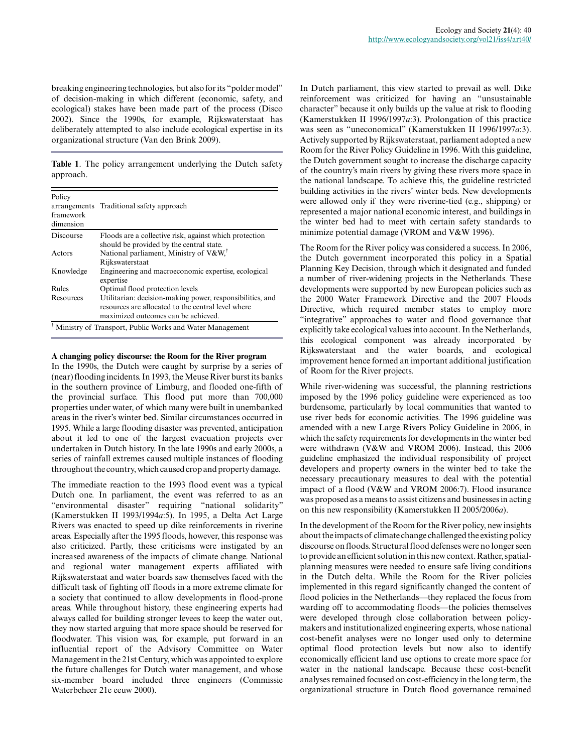breaking engineering technologies, but also for its "polder model" of decision-making in which different (economic, safety, and ecological) stakes have been made part of the process (Disco 2002). Since the 1990s, for example, Rijkswaterstaat has deliberately attempted to also include ecological expertise in its organizational structure (Van den Brink 2009).

**Table 1**. The policy arrangement underlying the Dutch safety approach.

| Policy arrangements framework dimension | Traditional safety approach |
|---|---|
| Discourse | Floods are a collective risk, against which protection should be provided by the central state. |
| Actors | National parliament, Ministry of V&W,[†] Rijkswaterstaat |
| Knowledge | Engineering and macroeconomic expertise, ecological expertise |
| Rules | Optimal flood protection levels |
| Resources | Utilitarian: decision-making power, responsibilities, and resources are allocated to the central level where maximized outcomes can be achieved. |

[†] Ministry of Transport, Public Works and Water Management

### A changing policy discourse: the Room for the River program

In the 1990s, the Dutch were caught by surprise by a series of (near) flooding incidents. In 1993, the Meuse River burst its banks in the southern province of Limburg, and flooded one-fifth of the provincial surface. This flood put more than 700,000 properties under water, of which many were built in unembanked areas in the river's winter bed. Similar circumstances occurred in 1995. While a large flooding disaster was prevented, anticipation about it led to one of the largest evacuation projects ever undertaken in Dutch history. In the late 1990s and early 2000s, a series of rainfall extremes caused multiple instances of flooding throughout the country, which caused crop and property damage.

The immediate reaction to the 1993 flood event was a typical Dutch one. In parliament, the event was referred to as an "environmental disaster" requiring "national solidarity" (Kamerstukken II 1993/1994*a*:5). In 1995, a Delta Act Large Rivers was enacted to speed up dike reinforcements in riverine areas. Especially after the 1995 floods, however, this response was also criticized. Partly, these criticisms were instigated by an increased awareness of the impacts of climate change. National and regional water management experts affiliated with Rijkswaterstaat and water boards saw themselves faced with the difficult task of fighting off floods in a more extreme climate for a society that continued to allow developments in flood-prone areas. While throughout history, these engineering experts had always called for building stronger levees to keep the water out, they now started arguing that more space should be reserved for floodwater. This vision was, for example, put forward in an influential report of the Advisory Committee on Water Management in the 21st Century, which was appointed to explore the future challenges for Dutch water management, and whose six-member board included three engineers (Commissie Waterbeheer 21e eeuw 2000).

In Dutch parliament, this view started to prevail as well. Dike reinforcement was criticized for having an "unsustainable character" because it only builds up the value at risk to flooding (Kamerstukken II 1996/1997*a*:3). Prolongation of this practice was seen as "uneconomical" (Kamerstukken II 1996/1997*a*:3). Actively supported by Rijkswaterstaat, parliament adopted a new Room for the River Policy Guideline in 1996. With this guideline, the Dutch government sought to increase the discharge capacity of the country's main rivers by giving these rivers more space in the national landscape. To achieve this, the guideline restricted building activities in the rivers' winter beds. New developments were allowed only if they were riverine-tied (e.g., shipping) or represented a major national economic interest, and buildings in the winter bed had to meet with certain safety standards to minimize potential damage (VROM and V&W 1996).

The Room for the River policy was considered a success. In 2006, the Dutch government incorporated this policy in a Spatial Planning Key Decision, through which it designated and funded a number of river-widening projects in the Netherlands. These developments were supported by new European policies such as the 2000 Water Framework Directive and the 2007 Floods Directive, which required member states to employ more "integrative" approaches to water and flood governance that explicitly take ecological values into account. In the Netherlands, this ecological component was already incorporated by Rijkswaterstaat and the water boards, and ecological improvement hence formed an important additional justification of Room for the River projects.

While river-widening was successful, the planning restrictions imposed by the 1996 policy guideline were experienced as too burdensome, particularly by local communities that wanted to use river beds for economic activities. The 1996 guideline was amended with a new Large Rivers Policy Guideline in 2006, in which the safety requirements for developments in the winter bed were withdrawn (V&W and VROM 2006). Instead, this 2006 guideline emphasized the individual responsibility of project developers and property owners in the winter bed to take the necessary precautionary measures to deal with the potential impact of a flood (V&W and VROM 2006:7). Flood insurance was proposed as a means to assist citizens and businesses in acting on this new responsibility (Kamerstukken II 2005/2006*a*).

In the development of the Room for the River policy, new insights about the impacts of climate change challenged the existing policy discourse on floods. Structural flood defenses were no longer seen to provide an efficient solution in this new context. Rather, spatial-planning measures were needed to ensure safe living conditions in the Dutch delta. While the Room for the River policies implemented in this regard significantly changed the content of flood policies in the Netherlands—they replaced the focus from warding off to accommodating floods—the policies themselves were developed through close collaboration between policy-makers and institutionalized engineering experts, whose national cost-benefit analyses were no longer used only to determine optimal flood protection levels but now also to identify economically efficient land use options to create more space for water in the national landscape. Because these cost-benefit analyses remained focused on cost-efficiency in the long term, the organizational structure in Dutch flood governance remained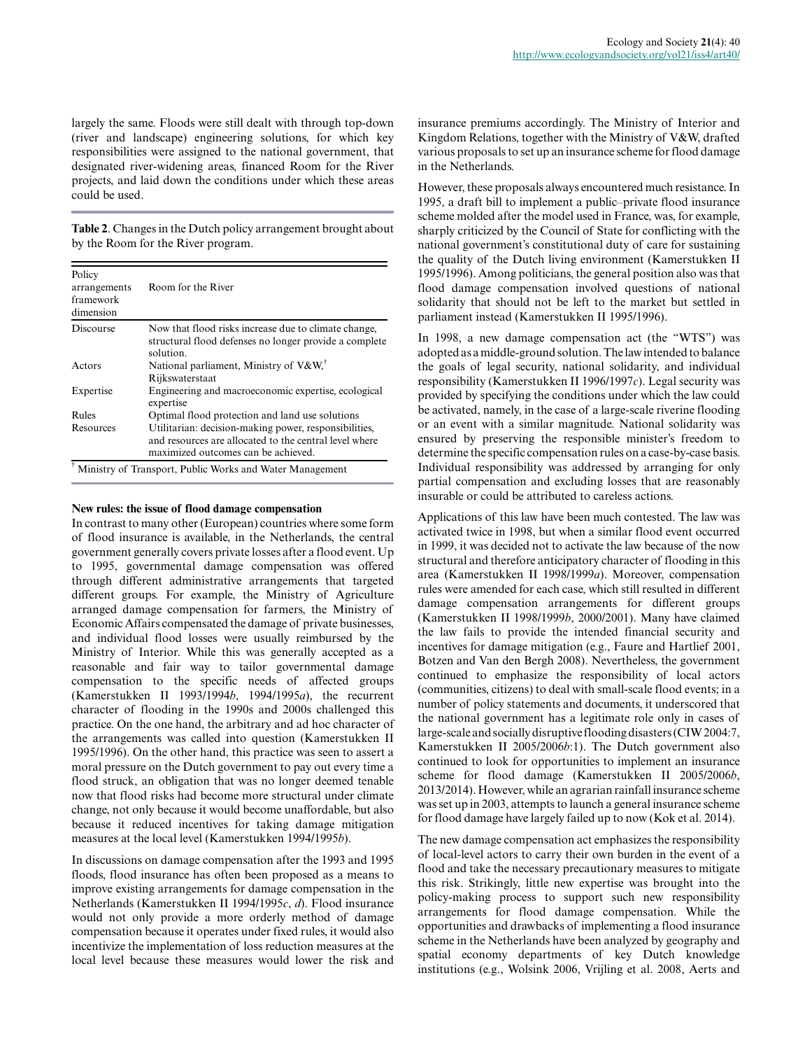largely the same. Floods were still dealt with through top-down (river and landscape) engineering solutions, for which key responsibilities were assigned to the national government, that designated river-widening areas, financed Room for the River projects, and laid down the conditions under which these areas could be used.

**Table 2**. Changes in the Dutch policy arrangement brought about by the Room for the River program.

| Policy arrangements framework dimension | Room for the River |
|---|---|
| Discourse | Now that flood risks increase due to climate change, structural flood defenses no longer provide a complete solution. |
| Actors | National parliament, Ministry of V&W,[†] Rijkswaterstaat |
| Expertise | Engineering and macroeconomic expertise, ecological expertise |
| Rules | Optimal flood protection and land use solutions |
| Resources | Utilitarian: decision-making power, responsibilities, and resources are allocated to the central level where maximized outcomes can be achieved. |

[†] Ministry of Transport, Public Works and Water Management

**New rules: the issue of flood damage compensation**

In contrast to many other (European) countries where some form of flood insurance is available, in the Netherlands, the central government generally covers private losses after a flood event. Up to 1995, governmental damage compensation was offered through different administrative arrangements that targeted different groups. For example, the Ministry of Agriculture arranged damage compensation for farmers, the Ministry of Economic Affairs compensated the damage of private businesses, and individual flood losses were usually reimbursed by the Ministry of Interior. While this was generally accepted as a reasonable and fair way to tailor governmental damage compensation to the specific needs of affected groups (Kamerstukken II 1993/1994*b*, 1994/1995*a*), the recurrent character of flooding in the 1990s and 2000s challenged this practice. On the one hand, the arbitrary and ad hoc character of the arrangements was called into question (Kamerstukken II 1995/1996). On the other hand, this practice was seen to assert a moral pressure on the Dutch government to pay out every time a flood struck, an obligation that was no longer deemed tenable now that flood risks had become more structural under climate change, not only because it would become unaffordable, but also because it reduced incentives for taking damage mitigation measures at the local level (Kamerstukken 1994/1995*b*).

In discussions on damage compensation after the 1993 and 1995 floods, flood insurance has often been proposed as a means to improve existing arrangements for damage compensation in the Netherlands (Kamerstukken II 1994/1995*c*, *d*). Flood insurance would not only provide a more orderly method of damage compensation because it operates under fixed rules, it would also incentivize the implementation of loss reduction measures at the local level because these measures would lower the risk and insurance premiums accordingly. The Ministry of Interior and Kingdom Relations, together with the Ministry of V&W, drafted various proposals to set up an insurance scheme for flood damage in the Netherlands.

However, these proposals always encountered much resistance. In 1995, a draft bill to implement a public–private flood insurance scheme molded after the model used in France, was, for example, sharply criticized by the Council of State for conflicting with the national government's constitutional duty of care for sustaining the quality of the Dutch living environment (Kamerstukken II 1995/1996). Among politicians, the general position also was that flood damage compensation involved questions of national solidarity that should not be left to the market but settled in parliament instead (Kamerstukken II 1995/1996).

In 1998, a new damage compensation act (the "WTS") was adopted as a middle-ground solution. The law intended to balance the goals of legal security, national solidarity, and individual responsibility (Kamerstukken II 1996/1997*c*). Legal security was provided by specifying the conditions under which the law could be activated, namely, in the case of a large-scale riverine flooding or an event with a similar magnitude. National solidarity was ensured by preserving the responsible minister's freedom to determine the specific compensation rules on a case-by-case basis. Individual responsibility was addressed by arranging for only partial compensation and excluding losses that are reasonably insurable or could be attributed to careless actions.

Applications of this law have been much contested. The law was activated twice in 1998, but when a similar flood event occurred in 1999, it was decided not to activate the law because of the now structural and therefore anticipatory character of flooding in this area (Kamerstukken II 1998/1999*a*). Moreover, compensation rules were amended for each case, which still resulted in different damage compensation arrangements for different groups (Kamerstukken II 1998/1999*b*, 2000/2001). Many have claimed the law fails to provide the intended financial security and incentives for damage mitigation (e.g., Faure and Hartlief 2001, Botzen and Van den Bergh 2008). Nevertheless, the government continued to emphasize the responsibility of local actors (communities, citizens) to deal with small-scale flood events; in a number of policy statements and documents, it underscored that the national government has a legitimate role only in cases of large-scale and socially disruptive flooding disasters (CIW 2004:7, Kamerstukken II 2005/2006*b*:1). The Dutch government also continued to look for opportunities to implement an insurance scheme for flood damage (Kamerstukken II 2005/2006*b*, 2013/2014). However, while an agrarian rainfall insurance scheme was set up in 2003, attempts to launch a general insurance scheme for flood damage have largely failed up to now (Kok et al. 2014).

The new damage compensation act emphasizes the responsibility of local-level actors to carry their own burden in the event of a flood and take the necessary precautionary measures to mitigate this risk. Strikingly, little new expertise was brought into the policy-making process to support such new responsibility arrangements for flood damage compensation. While the opportunities and drawbacks of implementing a flood insurance scheme in the Netherlands have been analyzed by geography and spatial economy departments of key Dutch knowledge institutions (e.g., Wolsink 2006, Vrijling et al. 2008, Aerts and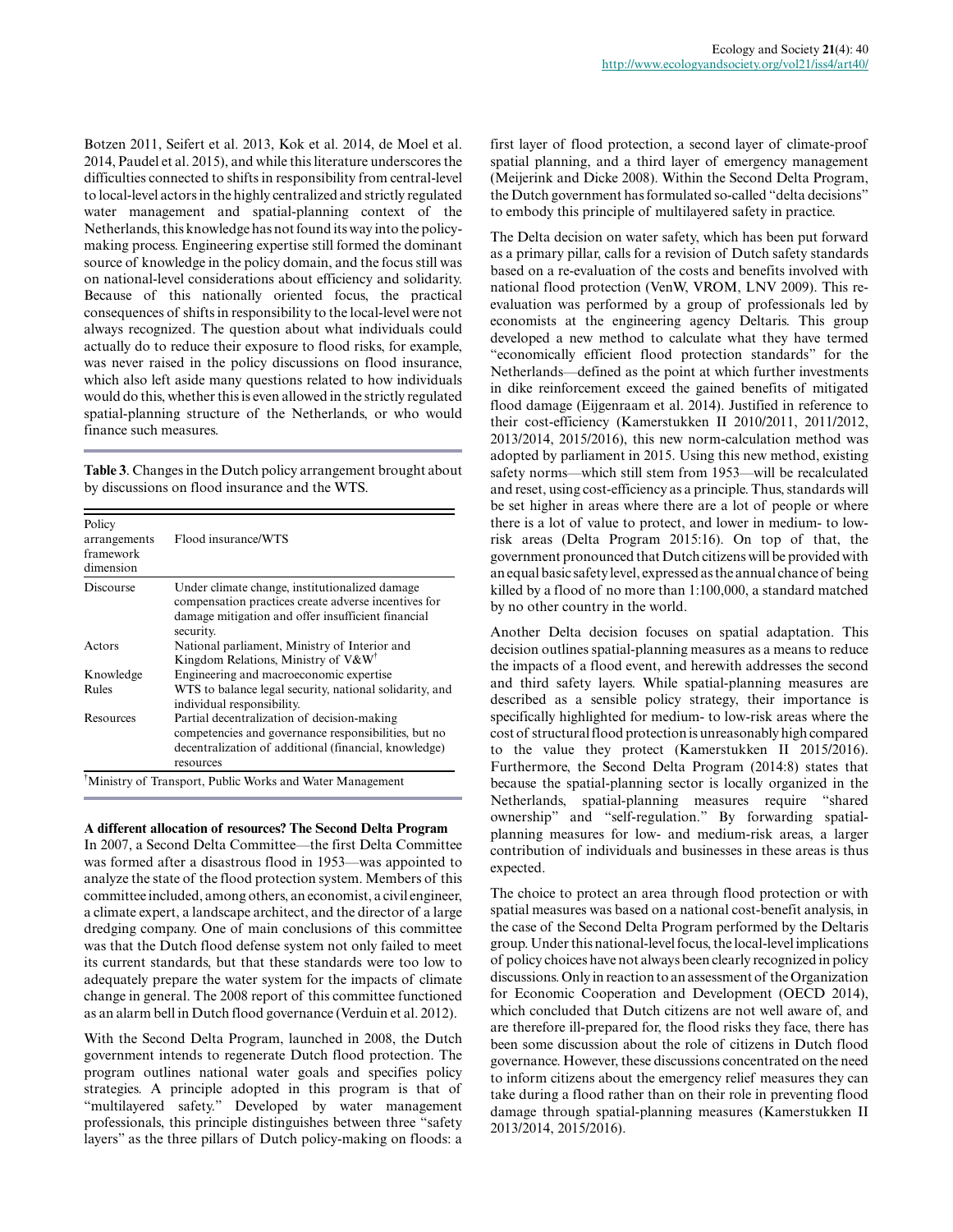Botzen 2011, Seifert et al. 2013, Kok et al. 2014, de Moel et al. 2014, Paudel et al. 2015), and while this literature underscores the difficulties connected to shifts in responsibility from central-level to local-level actors in the highly centralized and strictly regulated water management and spatial-planning context of the Netherlands, this knowledge has not found its way into the policy-making process. Engineering expertise still formed the dominant source of knowledge in the policy domain, and the focus still was on national-level considerations about efficiency and solidarity. Because of this nationally oriented focus, the practical consequences of shifts in responsibility to the local-level were not always recognized. The question about what individuals could actually do to reduce their exposure to flood risks, for example, was never raised in the policy discussions on flood insurance, which also left aside many questions related to how individuals would do this, whether this is even allowed in the strictly regulated spatial-planning structure of the Netherlands, or who would finance such measures.

**Table 3**. Changes in the Dutch policy arrangement brought about by discussions on flood insurance and the WTS.

| Policy arrangements framework dimension | Flood insurance/WTS |
|---|---|
| Discourse | Under climate change, institutionalized damage compensation practices create adverse incentives for damage mitigation and offer insufficient financial security. |
| Actors | National parliament, Ministry of Interior and Kingdom Relations, Ministry of V&W[†] |
| Knowledge | Engineering and macroeconomic expertise |
| Rules | WTS to balance legal security, national solidarity, and individual responsibility. |
| Resources | Partial decentralization of decision-making competencies and governance responsibilities, but no decentralization of additional (financial, knowledge) resources |

[†]Ministry of Transport, Public Works and Water Management

**A different allocation of resources? The Second Delta Program**

In 2007, a Second Delta Committee—the first Delta Committee was formed after a disastrous flood in 1953—was appointed to analyze the state of the flood protection system. Members of this committee included, among others, an economist, a civil engineer, a climate expert, a landscape architect, and the director of a large dredging company. One of main conclusions of this committee was that the Dutch flood defense system not only failed to meet its current standards, but that these standards were too low to adequately prepare the water system for the impacts of climate change in general. The 2008 report of this committee functioned as an alarm bell in Dutch flood governance (Verduin et al. 2012).

With the Second Delta Program, launched in 2008, the Dutch government intends to regenerate Dutch flood protection. The program outlines national water goals and specifies policy strategies. A principle adopted in this program is that of "multilayered safety." Developed by water management professionals, this principle distinguishes between three "safety layers" as the three pillars of Dutch policy-making on floods: a first layer of flood protection, a second layer of climate-proof spatial planning, and a third layer of emergency management (Meijerink and Dicke 2008). Within the Second Delta Program, the Dutch government has formulated so-called "delta decisions" to embody this principle of multilayered safety in practice.

The Delta decision on water safety, which has been put forward as a primary pillar, calls for a revision of Dutch safety standards based on a re-evaluation of the costs and benefits involved with national flood protection (VenW, VROM, LNV 2009). This re-evaluation was performed by a group of professionals led by economists at the engineering agency Deltaris. This group developed a new method to calculate what they have termed "economically efficient flood protection standards" for the Netherlands—defined as the point at which further investments in dike reinforcement exceed the gained benefits of mitigated flood damage (Eijgenraam et al. 2014). Justified in reference to their cost-efficiency (Kamerstukken II 2010/2011, 2011/2012, 2013/2014, 2015/2016), this new norm-calculation method was adopted by parliament in 2015. Using this new method, existing safety norms—which still stem from 1953—will be recalculated and reset, using cost-efficiency as a principle. Thus, standards will be set higher in areas where there are a lot of people or where there is a lot of value to protect, and lower in medium- to low-risk areas (Delta Program 2015:16). On top of that, the government pronounced that Dutch citizens will be provided with an equal basic safety level, expressed as the annual chance of being killed by a flood of no more than 1:100,000, a standard matched by no other country in the world.

Another Delta decision focuses on spatial adaptation. This decision outlines spatial-planning measures as a means to reduce the impacts of a flood event, and herewith addresses the second and third safety layers. While spatial-planning measures are described as a sensible policy strategy, their importance is specifically highlighted for medium- to low-risk areas where the cost of structural flood protection is unreasonably high compared to the value they protect (Kamerstukken II 2015/2016). Furthermore, the Second Delta Program (2014:8) states that because the spatial-planning sector is locally organized in the Netherlands, spatial-planning measures require "shared ownership" and "self-regulation." By forwarding spatial-planning measures for low- and medium-risk areas, a larger contribution of individuals and businesses in these areas is thus expected.

The choice to protect an area through flood protection or with spatial measures was based on a national cost-benefit analysis, in the case of the Second Delta Program performed by the Deltaris group. Under this national-level focus, the local-level implications of policy choices have not always been clearly recognized in policy discussions. Only in reaction to an assessment of the Organization for Economic Cooperation and Development (OECD 2014), which concluded that Dutch citizens are not well aware of, and are therefore ill-prepared for, the flood risks they face, there has been some discussion about the role of citizens in Dutch flood governance. However, these discussions concentrated on the need to inform citizens about the emergency relief measures they can take during a flood rather than on their role in preventing flood damage through spatial-planning measures (Kamerstukken II 2013/2014, 2015/2016).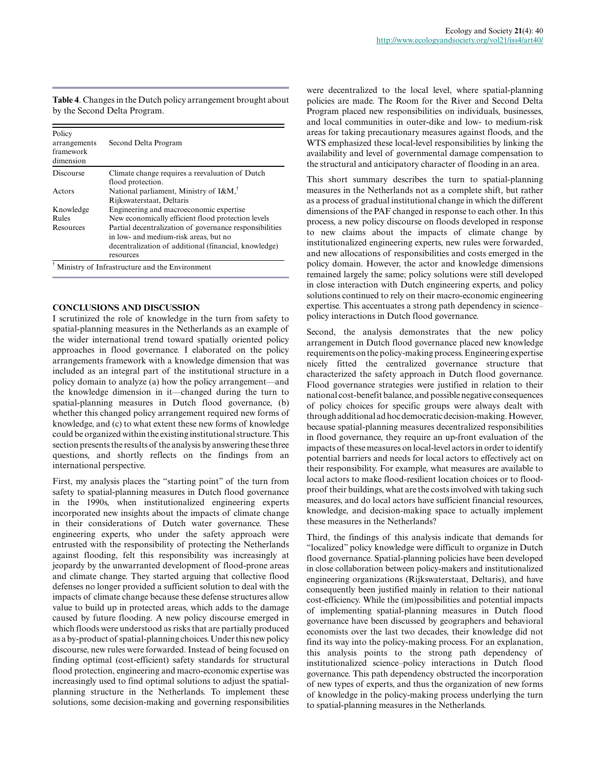**Table 4**. Changes in the Dutch policy arrangement brought about by the Second Delta Program.

| Policy arrangements framework dimension | Second Delta Program |
|---|---|
| Discourse | Climate change requires a reevaluation of Dutch flood protection. |
| Actors | National parliament, Ministry of I&M,† Rijkswaterstaat, Deltaris |
| Knowledge | Engineering and macroeconomic expertise |
| Rules | New economically efficient flood protection levels |
| Resources | Partial decentralization of governance responsibilities in low- and medium-risk areas, but no decentralization of additional (financial, knowledge) resources |

† Ministry of Infrastructure and the Environment

## CONCLUSIONS AND DISCUSSION

I scrutinized the role of knowledge in the turn from safety to spatial-planning measures in the Netherlands as an example of the wider international trend toward spatially oriented policy approaches in flood governance. I elaborated on the policy arrangements framework with a knowledge dimension that was included as an integral part of the institutional structure in a policy domain to analyze (a) how the policy arrangement—and the knowledge dimension in it—changed during the turn to spatial-planning measures in Dutch flood governance, (b) whether this changed policy arrangement required new forms of knowledge, and (c) to what extent these new forms of knowledge could be organized within the existing institutional structure. This section presents the results of the analysis by answering these three questions, and shortly reflects on the findings from an international perspective.

First, my analysis places the "starting point" of the turn from safety to spatial-planning measures in Dutch flood governance in the 1990s, when institutionalized engineering experts incorporated new insights about the impacts of climate change in their considerations of Dutch water governance. These engineering experts, who under the safety approach were entrusted with the responsibility of protecting the Netherlands against flooding, felt this responsibility was increasingly at jeopardy by the unwarranted development of flood-prone areas and climate change. They started arguing that collective flood defenses no longer provided a sufficient solution to deal with the impacts of climate change because these defense structures allow value to build up in protected areas, which adds to the damage caused by future flooding. A new policy discourse emerged in which floods were understood as risks that are partially produced as a by-product of spatial-planning choices. Under this new policy discourse, new rules were forwarded. Instead of being focused on finding optimal (cost-efficient) safety standards for structural flood protection, engineering and macro-economic expertise was increasingly used to find optimal solutions to adjust the spatial-planning structure in the Netherlands. To implement these solutions, some decision-making and governing responsibilities were decentralized to the local level, where spatial-planning policies are made. The Room for the River and Second Delta Program placed new responsibilities on individuals, businesses, and local communities in outer-dike and low- to medium-risk areas for taking precautionary measures against floods, and the WTS emphasized these local-level responsibilities by linking the availability and level of governmental damage compensation to the structural and anticipatory character of flooding in an area.

This short summary describes the turn to spatial-planning measures in the Netherlands not as a complete shift, but rather as a process of gradual institutional change in which the different dimensions of the PAF changed in response to each other. In this process, a new policy discourse on floods developed in response to new claims about the impacts of climate change by institutionalized engineering experts, new rules were forwarded, and new allocations of responsibilities and costs emerged in the policy domain. However, the actor and knowledge dimensions remained largely the same; policy solutions were still developed in close interaction with Dutch engineering experts, and policy solutions continued to rely on their macro-economic engineering expertise. This accentuates a strong path dependency in science–policy interactions in Dutch flood governance.

Second, the analysis demonstrates that the new policy arrangement in Dutch flood governance placed new knowledge requirements on the policy-making process. Engineering expertise nicely fitted the centralized governance structure that characterized the safety approach in Dutch flood governance. Flood governance strategies were justified in relation to their national cost-benefit balance, and possible negative consequences of policy choices for specific groups were always dealt with through additional ad hoc democratic decision-making. However, because spatial-planning measures decentralized responsibilities in flood governance, they require an up-front evaluation of the impacts of these measures on local-level actors in order to identify potential barriers and needs for local actors to effectively act on their responsibility. For example, what measures are available to local actors to make flood-resilient location choices or to flood-proof their buildings, what are the costs involved with taking such measures, and do local actors have sufficient financial resources, knowledge, and decision-making space to actually implement these measures in the Netherlands?

Third, the findings of this analysis indicate that demands for "localized" policy knowledge were difficult to organize in Dutch flood governance. Spatial-planning policies have been developed in close collaboration between policy-makers and institutionalized engineering organizations (Rijkswaterstaat, Deltaris), and have consequently been justified mainly in relation to their national cost-efficiency. While the (im)possibilities and potential impacts of implementing spatial-planning measures in Dutch flood governance have been discussed by geographers and behavioral economists over the last two decades, their knowledge did not find its way into the policy-making process. For an explanation, this analysis points to the strong path dependency of institutionalized science–policy interactions in Dutch flood governance. This path dependency obstructed the incorporation of new types of experts, and thus the organization of new forms of knowledge in the policy-making process underlying the turn to spatial-planning measures in the Netherlands.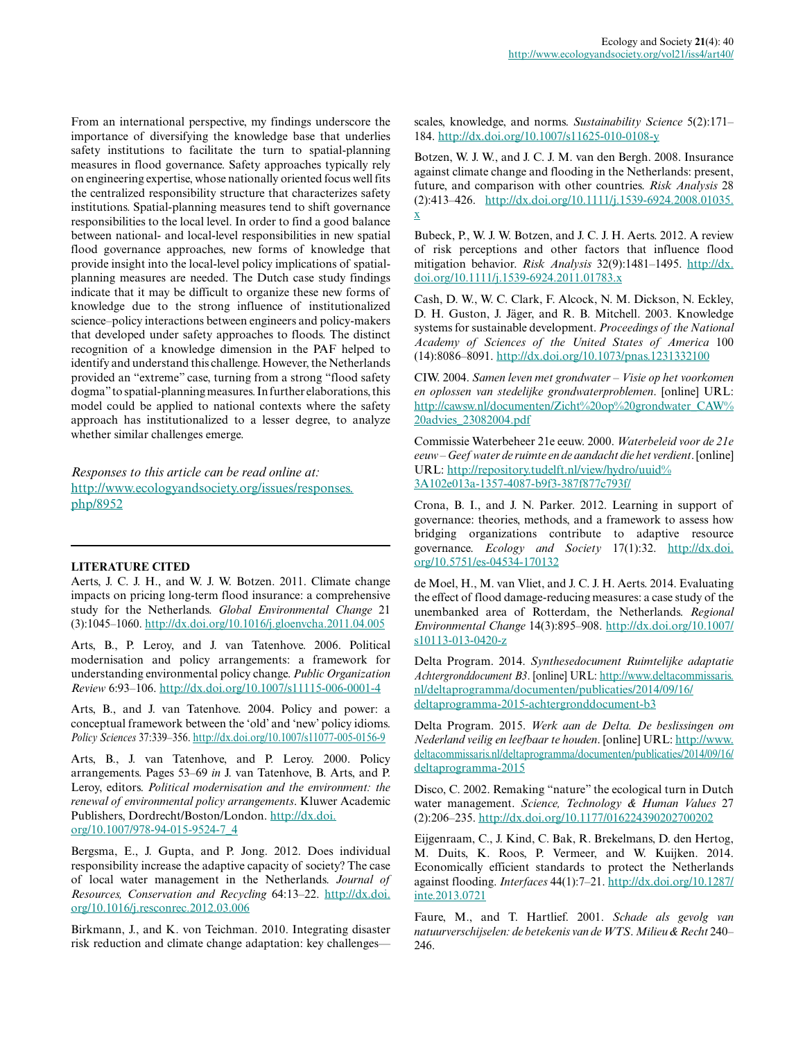From an international perspective, my findings underscore the importance of diversifying the knowledge base that underlies safety institutions to facilitate the turn to spatial-planning measures in flood governance. Safety approaches typically rely on engineering expertise, whose nationally oriented focus well fits the centralized responsibility structure that characterizes safety institutions. Spatial-planning measures tend to shift governance responsibilities to the local level. In order to find a good balance between national- and local-level responsibilities in new spatial flood governance approaches, new forms of knowledge that provide insight into the local-level policy implications of spatial-planning measures are needed. The Dutch case study findings indicate that it may be difficult to organize these new forms of knowledge due to the strong influence of institutionalized science–policy interactions between engineers and policy-makers that developed under safety approaches to floods. The distinct recognition of a knowledge dimension in the PAF helped to identify and understand this challenge. However, the Netherlands provided an "extreme" case, turning from a strong "flood safety dogma" to spatial-planning measures. In further elaborations, this model could be applied to national contexts where the safety approach has institutionalized to a lesser degree, to analyze whether similar challenges emerge.

*Responses to this article can be read online at:*
http://www.ecologyandsociety.org/issues/responses.php/8952

## LITERATURE CITED

Aerts, J. C. J. H., and W. J. W. Botzen. 2011. Climate change impacts on pricing long-term flood insurance: a comprehensive study for the Netherlands. *Global Environmental Change* 21(3):1045–1060. http://dx.doi.org/10.1016/j.gloenvcha.2011.04.005

Arts, B., P. Leroy, and J. van Tatenhove. 2006. Political modernisation and policy arrangements: a framework for understanding environmental policy change. *Public Organization Review* 6:93–106. http://dx.doi.org/10.1007/s11115-006-0001-4

Arts, B., and J. van Tatenhove. 2004. Policy and power: a conceptual framework between the 'old' and 'new' policy idioms. *Policy Sciences* 37:339–356. http://dx.doi.org/10.1007/s11077-005-0156-9

Arts, B., J. van Tatenhove, and P. Leroy. 2000. Policy arrangements. Pages 53–69 *in* J. van Tatenhove, B. Arts, and P. Leroy, editors. *Political modernisation and the environment: the renewal of environmental policy arrangements*. Kluwer Academic Publishers, Dordrecht/Boston/London. http://dx.doi.org/10.1007/978-94-015-9524-7_4

Bergsma, E., J. Gupta, and P. Jong. 2012. Does individual responsibility increase the adaptive capacity of society? The case of local water management in the Netherlands. *Journal of Resources, Conservation and Recycling* 64:13–22. http://dx.doi.org/10.1016/j.resconrec.2012.03.006

Birkmann, J., and K. von Teichman. 2010. Integrating disaster risk reduction and climate change adaptation: key challenges—scales, knowledge, and norms. *Sustainability Science* 5(2):171–184. http://dx.doi.org/10.1007/s11625-010-0108-y

Botzen, W. J. W., and J. C. J. M. van den Bergh. 2008. Insurance against climate change and flooding in the Netherlands: present, future, and comparison with other countries. *Risk Analysis* 28(2):413–426. http://dx.doi.org/10.1111/j.1539-6924.2008.01035.x

Bubeck, P., W. J. W. Botzen, and J. C. J. H. Aerts. 2012. A review of risk perceptions and other factors that influence flood mitigation behavior. *Risk Analysis* 32(9):1481–1495. http://dx.doi.org/10.1111/j.1539-6924.2011.01783.x

Cash, D. W., W. C. Clark, F. Alcock, N. M. Dickson, N. Eckley, D. H. Guston, J. Jäger, and R. B. Mitchell. 2003. Knowledge systems for sustainable development. *Proceedings of the National Academy of Sciences of the United States of America* 100(14):8086–8091. http://dx.doi.org/10.1073/pnas.1231332100

CIW. 2004. *Samen leven met grondwater – Visie op het voorkomen en oplossen van stedelijke grondwaterproblemen*. [online] URL: http://cawsw.nl/documenten/Zicht%20op%20grondwater_CAW%20advies_23082004.pdf

Commissie Waterbeheer 21e eeuw. 2000. *Waterbeleid voor de 21e eeuw – Geef water de ruimte en de aandacht die het verdient*. [online] URL: http://repository.tudelft.nl/view/hydro/uuid%3A102e013a-1357-4087-b9f3-387f877c793f/

Crona, B. I., and J. N. Parker. 2012. Learning in support of governance: theories, methods, and a framework to assess how bridging organizations contribute to adaptive resource governance. *Ecology and Society* 17(1):32. http://dx.doi.org/10.5751/es-04534-170132

de Moel, H., M. van Vliet, and J. C. J. H. Aerts. 2014. Evaluating the effect of flood damage-reducing measures: a case study of the unembanked area of Rotterdam, the Netherlands. *Regional Environmental Change* 14(3):895–908. http://dx.doi.org/10.1007/s10113-013-0420-z

Delta Program. 2014. *Synthesedocument Ruimtelijke adaptatie Achtergronddocument B3*. [online] URL: http://www.deltacommissaris.nl/deltaprogramma/documenten/publicaties/2014/09/16/deltaprogramma-2015-achtergronddocument-b3

Delta Program. 2015. *Werk aan de Delta. De beslissingen om Nederland veilig en leefbaar te houden*. [online] URL: http://www.deltacommissaris.nl/deltaprogramma/documenten/publicaties/2014/09/16/deltaprogramma-2015

Disco, C. 2002. Remaking "nature" the ecological turn in Dutch water management. *Science, Technology & Human Values* 27(2):206–235. http://dx.doi.org/10.1177/016224390202700202

Eijgenraam, C., J. Kind, C. Bak, R. Brekelmans, D. den Hertog, M. Duits, K. Roos, P. Vermeer, and W. Kuijken. 2014. Economically efficient standards to protect the Netherlands against flooding. *Interfaces* 44(1):7–21. http://dx.doi.org/10.1287/inte.2013.0721

Faure, M., and T. Hartlief. 2001. *Schade als gevolg van natuurverschijnselen: de betekenis van de WTS*. *Milieu & Recht* 240–246.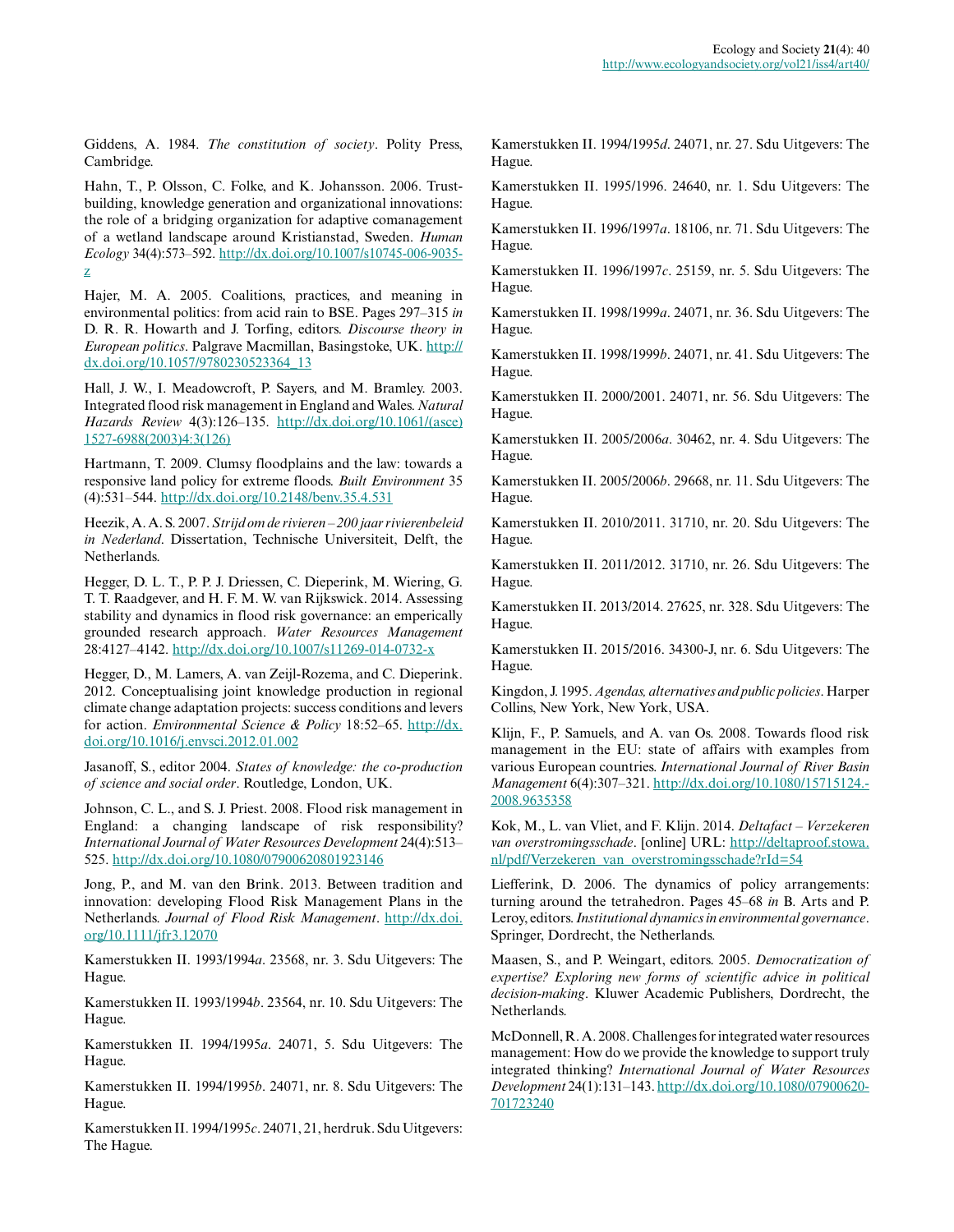Giddens, A. 1984. *The constitution of society*. Polity Press, Cambridge.

Hahn, T., P. Olsson, C. Folke, and K. Johansson. 2006. Trust-building, knowledge generation and organizational innovations: the role of a bridging organization for adaptive comanagement of a wetland landscape around Kristianstad, Sweden. *Human Ecology* 34(4):573–592. http://dx.doi.org/10.1007/s10745-006-9035-z

Hajer, M. A. 2005. Coalitions, practices, and meaning in environmental politics: from acid rain to BSE. Pages 297–315 *in* D. R. R. Howarth and J. Torfing, editors. *Discourse theory in European politics*. Palgrave Macmillan, Basingstoke, UK. http://dx.doi.org/10.1057/9780230523364_13

Hall, J. W., I. Meadowcroft, P. Sayers, and M. Bramley. 2003. Integrated flood risk management in England and Wales. *Natural Hazards Review* 4(3):126–135. http://dx.doi.org/10.1061/(asce)1527-6988(2003)4:3(126)

Hartmann, T. 2009. Clumsy floodplains and the law: towards a responsive land policy for extreme floods. *Built Environment* 35 (4):531–544. http://dx.doi.org/10.2148/benv.35.4.531

Heezik, A. A. S. 2007. *Strijd om de rivieren – 200 jaar rivierenbeleid in Nederland*. Dissertation, Technische Universiteit, Delft, the Netherlands.

Hegger, D. L. T., P. P. J. Driessen, C. Dieperink, M. Wiering, G. T. T. Raadgever, and H. F. M. W. van Rijkswick. 2014. Assessing stability and dynamics in flood risk governance: an emperically grounded research approach. *Water Resources Management* 28:4127–4142. http://dx.doi.org/10.1007/s11269-014-0732-x

Hegger, D., M. Lamers, A. van Zeijl-Rozema, and C. Dieperink. 2012. Conceptualising joint knowledge production in regional climate change adaptation projects: success conditions and levers for action. *Environmental Science & Policy* 18:52–65. http://dx.doi.org/10.1016/j.envsci.2012.01.002

Jasanoff, S., editor 2004. *States of knowledge: the co-production of science and social order*. Routledge, London, UK.

Johnson, C. L., and S. J. Priest. 2008. Flood risk management in England: a changing landscape of risk responsibility? *International Journal of Water Resources Development* 24(4):513–525. http://dx.doi.org/10.1080/07900620801923146

Jong, P., and M. van den Brink. 2013. Between tradition and innovation: developing Flood Risk Management Plans in the Netherlands. *Journal of Flood Risk Management*. http://dx.doi.org/10.1111/jfr3.12070

Kamerstukken II. 1993/1994*a*. 23568, nr. 3. Sdu Uitgevers: The Hague.

Kamerstukken II. 1993/1994*b*. 23564, nr. 10. Sdu Uitgevers: The Hague.

Kamerstukken II. 1994/1995*a*. 24071, 5. Sdu Uitgevers: The Hague.

Kamerstukken II. 1994/1995*b*. 24071, nr. 8. Sdu Uitgevers: The Hague.

Kamerstukken II. 1994/1995*c*. 24071, 21, herdruk. Sdu Uitgevers: The Hague.

Kamerstukken II. 1994/1995*d*. 24071, nr. 27. Sdu Uitgevers: The Hague.

Kamerstukken II. 1995/1996. 24640, nr. 1. Sdu Uitgevers: The Hague.

Kamerstukken II. 1996/1997*a*. 18106, nr. 71. Sdu Uitgevers: The Hague.

Kamerstukken II. 1996/1997*c*. 25159, nr. 5. Sdu Uitgevers: The Hague.

Kamerstukken II. 1998/1999*a*. 24071, nr. 36. Sdu Uitgevers: The Hague.

Kamerstukken II. 1998/1999*b*. 24071, nr. 41. Sdu Uitgevers: The Hague.

Kamerstukken II. 2000/2001. 24071, nr. 56. Sdu Uitgevers: The Hague.

Kamerstukken II. 2005/2006*a*. 30462, nr. 4. Sdu Uitgevers: The Hague.

Kamerstukken II. 2005/2006*b*. 29668, nr. 11. Sdu Uitgevers: The Hague.

Kamerstukken II. 2010/2011. 31710, nr. 20. Sdu Uitgevers: The Hague.

Kamerstukken II. 2011/2012. 31710, nr. 26. Sdu Uitgevers: The Hague.

Kamerstukken II. 2013/2014. 27625, nr. 328. Sdu Uitgevers: The Hague.

Kamerstukken II. 2015/2016. 34300-J, nr. 6. Sdu Uitgevers: The Hague.

Kingdon, J. 1995. *Agendas, alternatives and public policies*. Harper Collins, New York, New York, USA.

Klijn, F., P. Samuels, and A. van Os. 2008. Towards flood risk management in the EU: state of affairs with examples from various European countries. *International Journal of River Basin Management* 6(4):307–321. http://dx.doi.org/10.1080/15715124.2008.9635358

Kok, M., L. van Vliet, and F. Klijn. 2014. *Deltafact – Verzekeren van overstromingsschade*. [online] URL: http://deltaproof.stowa.nl/pdf/Verzekeren_van_overstromingsschade?rId=54

Liefferink, D. 2006. The dynamics of policy arrangements: turning around the tetrahedron. Pages 45–68 *in* B. Arts and P. Leroy, editors. *Institutional dynamics in environmental governance*. Springer, Dordrecht, the Netherlands.

Maasen, S., and P. Weingart, editors. 2005. *Democratization of expertise? Exploring new forms of scientific advice in political decision-making*. Kluwer Academic Publishers, Dordrecht, the Netherlands.

McDonnell, R. A. 2008. Challenges for integrated water resources management: How do we provide the knowledge to support truly integrated thinking? *International Journal of Water Resources Development* 24(1):131–143. http://dx.doi.org/10.1080/07900620701723240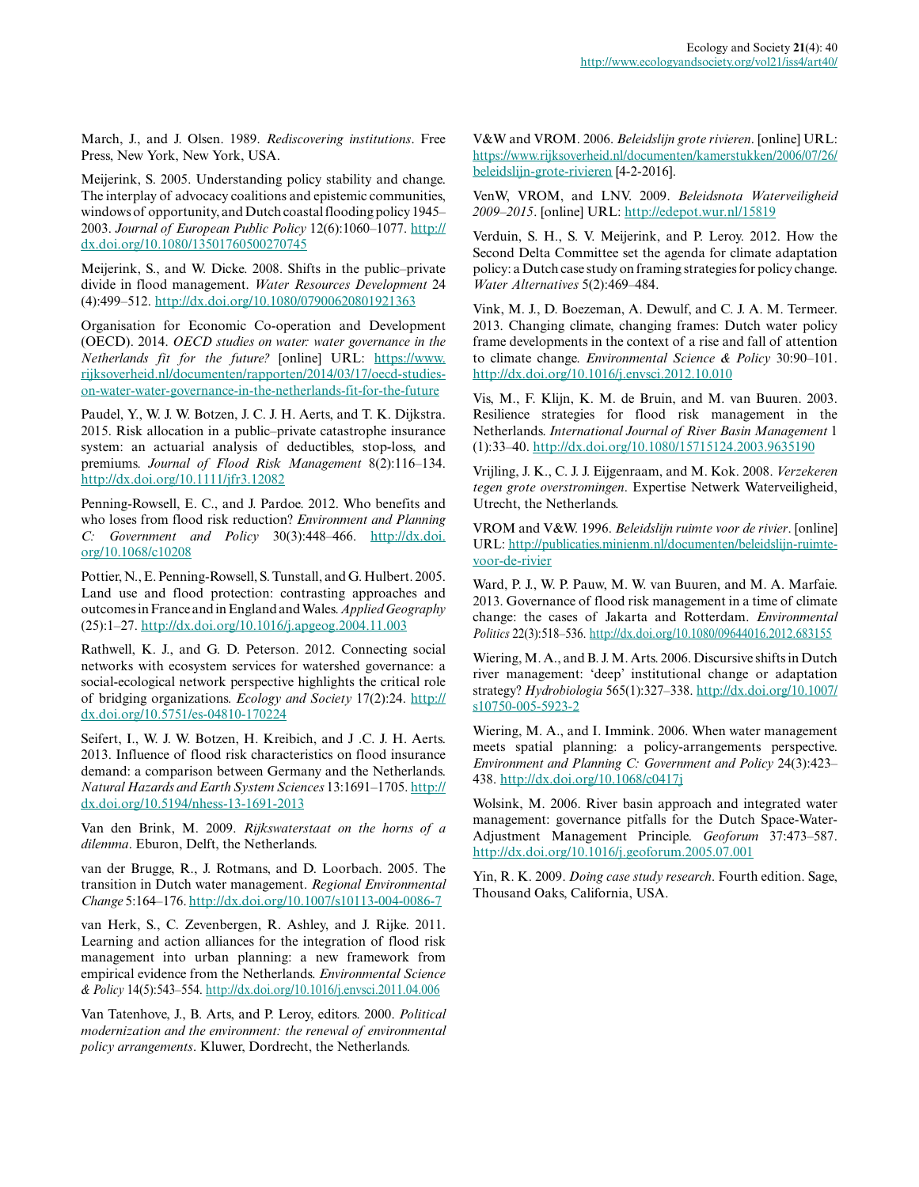March, J., and J. Olsen. 1989. *Rediscovering institutions*. Free Press, New York, New York, USA.

Meijerink, S. 2005. Understanding policy stability and change. The interplay of advocacy coalitions and epistemic communities, windows of opportunity, and Dutch coastal flooding policy 1945–2003. *Journal of European Public Policy* 12(6):1060–1077. http://dx.doi.org/10.1080/13501760500270745

Meijerink, S., and W. Dicke. 2008. Shifts in the public–private divide in flood management. *Water Resources Development* 24 (4):499–512. http://dx.doi.org/10.1080/07900620801921363

Organisation for Economic Co-operation and Development (OECD). 2014. *OECD studies on water: water governance in the Netherlands fit for the future?* [online] URL: https://www.rijksoverheid.nl/documenten/rapporten/2014/03/17/oecd-studies-on-water-water-governance-in-the-netherlands-fit-for-the-future

Paudel, Y., W. J. W. Botzen, J. C. J. H. Aerts, and T. K. Dijkstra. 2015. Risk allocation in a public–private catastrophe insurance system: an actuarial analysis of deductibles, stop-loss, and premiums. *Journal of Flood Risk Management* 8(2):116–134. http://dx.doi.org/10.1111/jfr3.12082

Penning-Rowsell, E. C., and J. Pardoe. 2012. Who benefits and who loses from flood risk reduction? *Environment and Planning C: Government and Policy* 30(3):448–466. http://dx.doi.org/10.1068/c10208

Pottier, N., E. Penning-Rowsell, S. Tunstall, and G. Hulbert. 2005. Land use and flood protection: contrasting approaches and outcomes in France and in England and Wales. *Applied Geography* (25):1–27. http://dx.doi.org/10.1016/j.apgeog.2004.11.003

Rathwell, K. J., and G. D. Peterson. 2012. Connecting social networks with ecosystem services for watershed governance: a social-ecological network perspective highlights the critical role of bridging organizations. *Ecology and Society* 17(2):24. http://dx.doi.org/10.5751/es-04810-170224

Seifert, I., W. J. W. Botzen, H. Kreibich, and J .C. J. H. Aerts. 2013. Influence of flood risk characteristics on flood insurance demand: a comparison between Germany and the Netherlands. *Natural Hazards and Earth System Sciences* 13:1691–1705. http://dx.doi.org/10.5194/nhess-13-1691-2013

Van den Brink, M. 2009. *Rijkswaterstaat on the horns of a dilemma*. Eburon, Delft, the Netherlands.

van der Brugge, R., J. Rotmans, and D. Loorbach. 2005. The transition in Dutch water management. *Regional Environmental Change* 5:164–176. http://dx.doi.org/10.1007/s10113-004-0086-7

van Herk, S., C. Zevenbergen, R. Ashley, and J. Rijke. 2011. Learning and action alliances for the integration of flood risk management into urban planning: a new framework from empirical evidence from the Netherlands. *Environmental Science & Policy* 14(5):543–554. http://dx.doi.org/10.1016/j.envsci.2011.04.006

Van Tatenhove, J., B. Arts, and P. Leroy, editors. 2000. *Political modernization and the environment: the renewal of environmental policy arrangements*. Kluwer, Dordrecht, the Netherlands.

V&W and VROM. 2006. *Beleidslijn grote rivieren*. [online] URL: https://www.rijksoverheid.nl/documenten/kamerstukken/2006/07/26/beleidslijn-grote-rivieren [4-2-2016].

VenW, VROM, and LNV. 2009. *Beleidsnota Waterveiligheid 2009–2015*. [online] URL: http://edepot.wur.nl/15819

Verduin, S. H., S. V. Meijerink, and P. Leroy. 2012. How the Second Delta Committee set the agenda for climate adaptation policy: a Dutch case study on framing strategies for policy change. *Water Alternatives* 5(2):469–484.

Vink, M. J., D. Boezeman, A. Dewulf, and C. J. A. M. Termeer. 2013. Changing climate, changing frames: Dutch water policy frame developments in the context of a rise and fall of attention to climate change. *Environmental Science & Policy* 30:90–101. http://dx.doi.org/10.1016/j.envsci.2012.10.010

Vis, M., F. Klijn, K. M. de Bruin, and M. van Buuren. 2003. Resilience strategies for flood risk management in the Netherlands. *International Journal of River Basin Management* 1 (1):33–40. http://dx.doi.org/10.1080/15715124.2003.9635190

Vrijling, J. K., C. J. J. Eijgenraam, and M. Kok. 2008. *Verzekeren tegen grote overstromingen*. Expertise Netwerk Waterveiligheid, Utrecht, the Netherlands.

VROM and V&W. 1996. *Beleidslijn ruimte voor de rivier*. [online] URL: http://publicaties.minienm.nl/documenten/beleidslijn-ruimte-voor-de-rivier

Ward, P. J., W. P. Pauw, M. W. van Buuren, and M. A. Marfaie. 2013. Governance of flood risk management in a time of climate change: the cases of Jakarta and Rotterdam. *Environmental Politics* 22(3):518–536. http://dx.doi.org/10.1080/09644016.2012.683155

Wiering, M. A., and B. J. M. Arts. 2006. Discursive shifts in Dutch river management: 'deep' institutional change or adaptation strategy? *Hydrobiologia* 565(1):327–338. http://dx.doi.org/10.1007/s10750-005-5923-2

Wiering, M. A., and I. Immink. 2006. When water management meets spatial planning: a policy-arrangements perspective. *Environment and Planning C: Government and Policy* 24(3):423–438. http://dx.doi.org/10.1068/c0417j

Wolsink, M. 2006. River basin approach and integrated water management: governance pitfalls for the Dutch Space-Water-Adjustment Management Principle. *Geoforum* 37:473–587. http://dx.doi.org/10.1016/j.geoforum.2005.07.001

Yin, R. K. 2009. *Doing case study research*. Fourth edition. Sage, Thousand Oaks, California, USA.